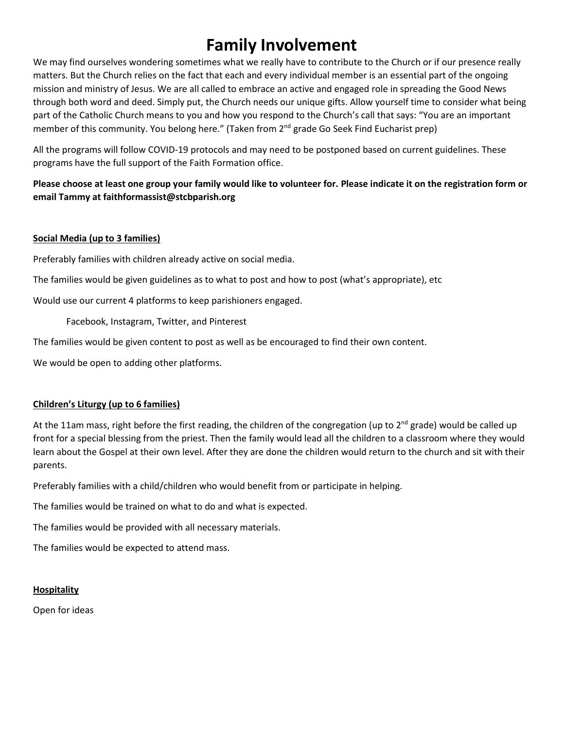# Family Involvement

We may find ourselves wondering sometimes what we really have to contribute to the Church or if our presence really matters. But the Church relies on the fact that each and every individual member is an essential part of the ongoing mission and ministry of Jesus. We are all called to embrace an active and engaged role in spreading the Good News through both word and deed. Simply put, the Church needs our unique gifts. Allow yourself time to consider what being part of the Catholic Church means to you and how you respond to the Church's call that says: "You are an important member of this community. You belong here." (Taken from 2nd grade Go Seek Find Eucharist prep)

All the programs will follow COVID-19 protocols and may need to be postponed based on current guidelines. These programs have the full support of the Faith Formation office.

**Please choose at least one group your family would like to volunteer for. Please indicate it on the registration form or email Tammy at faithformassist@stcbparish.org**

**<u>Social Media (up to 3 families)</u>**

Preferably families with children already active on social media.

The families would be given guidelines as to what to post and how to post (what's appropriate), etc

Would use our current 4 platforms to keep parishioners engaged.

Facebook, Instagram, Twitter, and Pinterest

The families would be given content to post as well as be encouraged to find their own content.

We would be open to adding other platforms.

**<u>Children's Liturgy (up to 6 families)</u>**

At the 11am mass, right before the first reading, the children of the congregation (up to 2nd grade) would be called up front for a special blessing from the priest. Then the family would lead all the children to a classroom where they would learn about the Gospel at their own level. After they are done the children would return to the church and sit with their parents.

Preferably families with a child/children who would benefit from or participate in helping.

The families would be trained on what to do and what is expected.

The families would be provided with all necessary materials.

The families would be expected to attend mass.

**<u>Hospitality</u>**

Open for ideas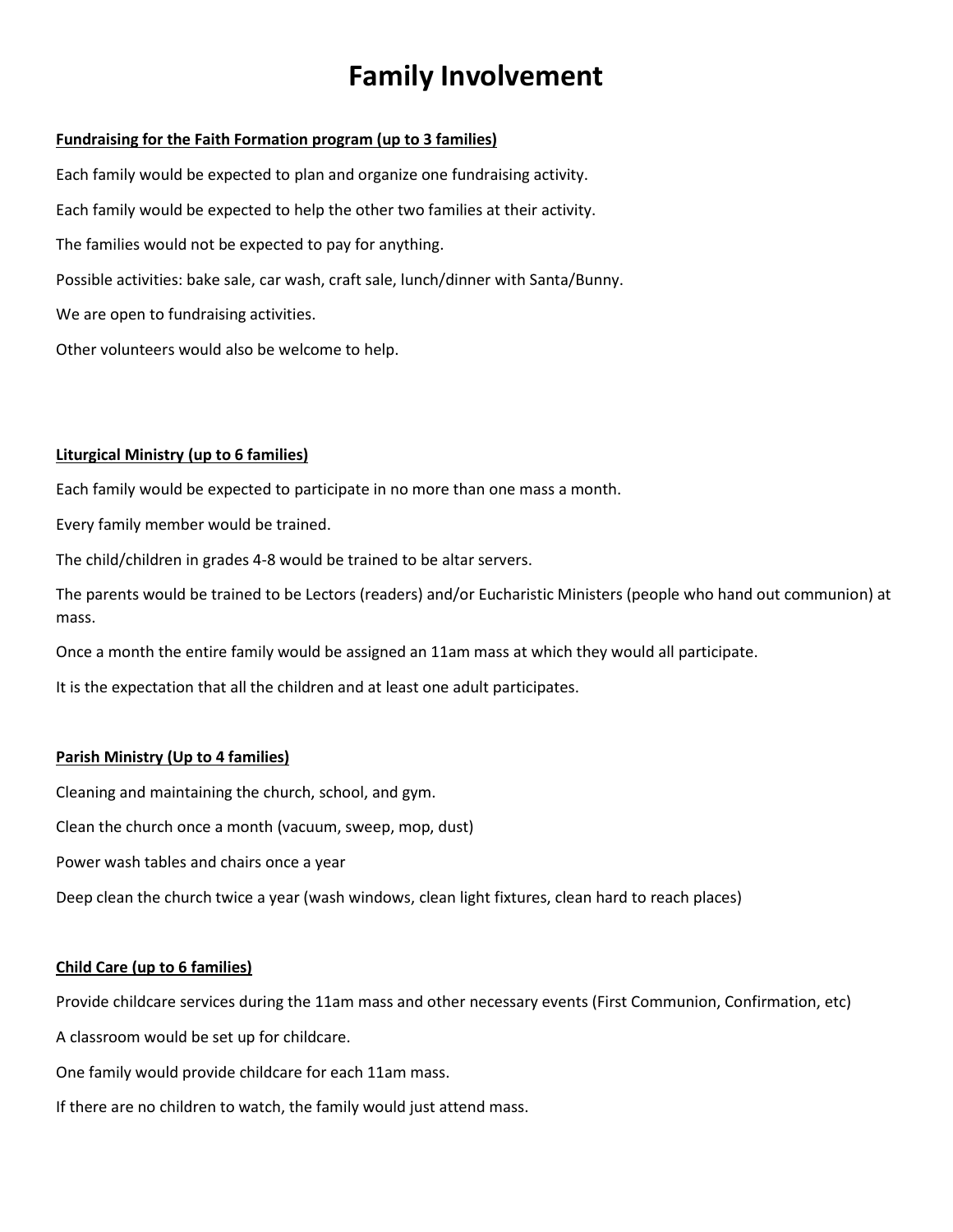# Family Involvement

**<u>Fundraising for the Faith Formation program (up to 3 families)</u>**

Each family would be expected to plan and organize one fundraising activity.

Each family would be expected to help the other two families at their activity.

The families would not be expected to pay for anything.

Possible activities: bake sale, car wash, craft sale, lunch/dinner with Santa/Bunny.

We are open to fundraising activities.

Other volunteers would also be welcome to help.

**<u>Liturgical Ministry (up to 6 families)</u>**

Each family would be expected to participate in no more than one mass a month.

Every family member would be trained.

The child/children in grades 4-8 would be trained to be altar servers.

The parents would be trained to be Lectors (readers) and/or Eucharistic Ministers (people who hand out communion) at mass.

Once a month the entire family would be assigned an 11am mass at which they would all participate.

It is the expectation that all the children and at least one adult participates.

**<u>Parish Ministry (Up to 4 families)</u>**

Cleaning and maintaining the church, school, and gym.

Clean the church once a month (vacuum, sweep, mop, dust)

Power wash tables and chairs once a year

Deep clean the church twice a year (wash windows, clean light fixtures, clean hard to reach places)

**<u>Child Care (up to 6 families)</u>**

Provide childcare services during the 11am mass and other necessary events (First Communion, Confirmation, etc)

A classroom would be set up for childcare.

One family would provide childcare for each 11am mass.

If there are no children to watch, the family would just attend mass.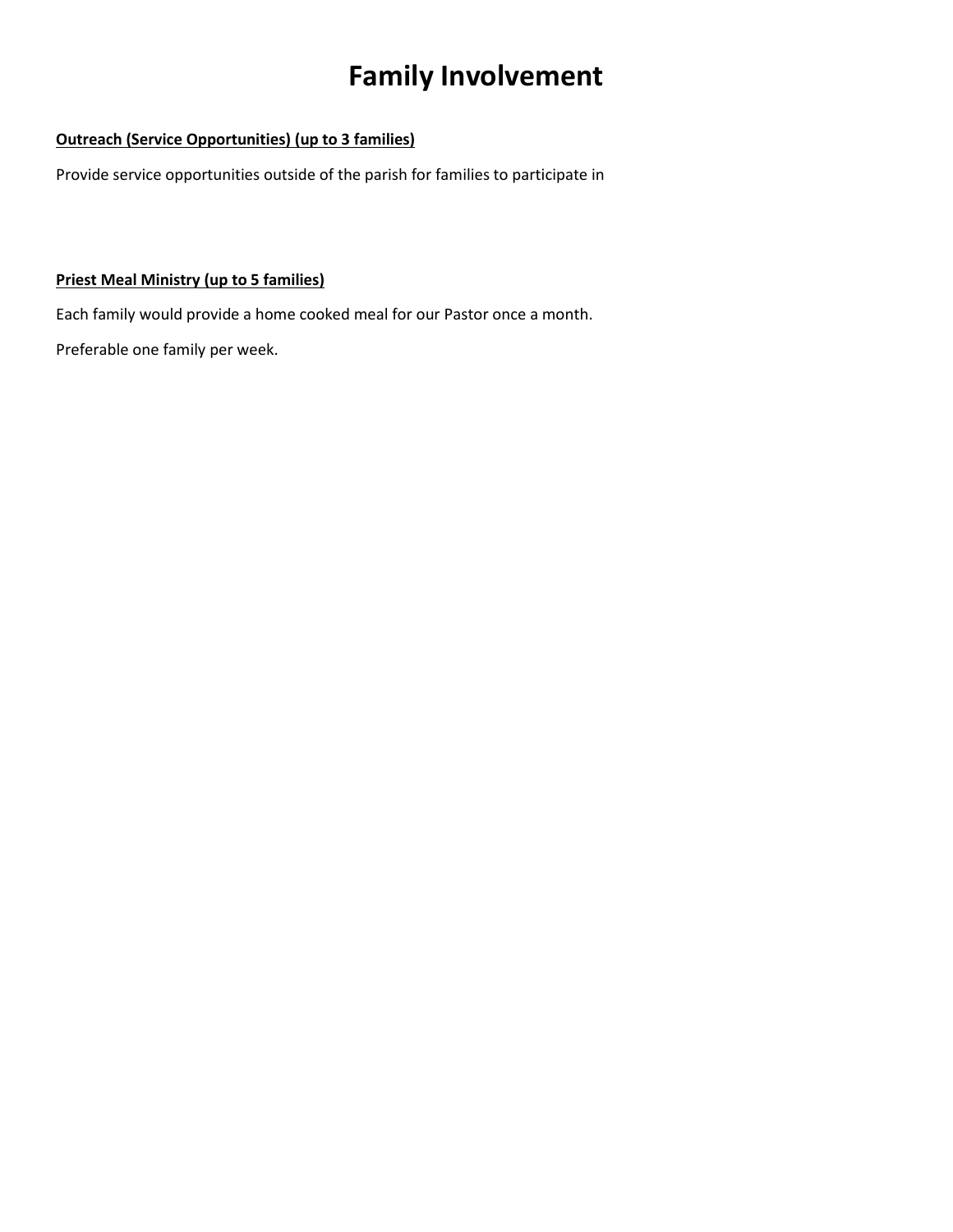# Family Involvement

**Outreach (Service Opportunities) (up to 3 families)**

Provide service opportunities outside of the parish for families to participate in

**Priest Meal Ministry (up to 5 families)**

Each family would provide a home cooked meal for our Pastor once a month.

Preferable one family per week.